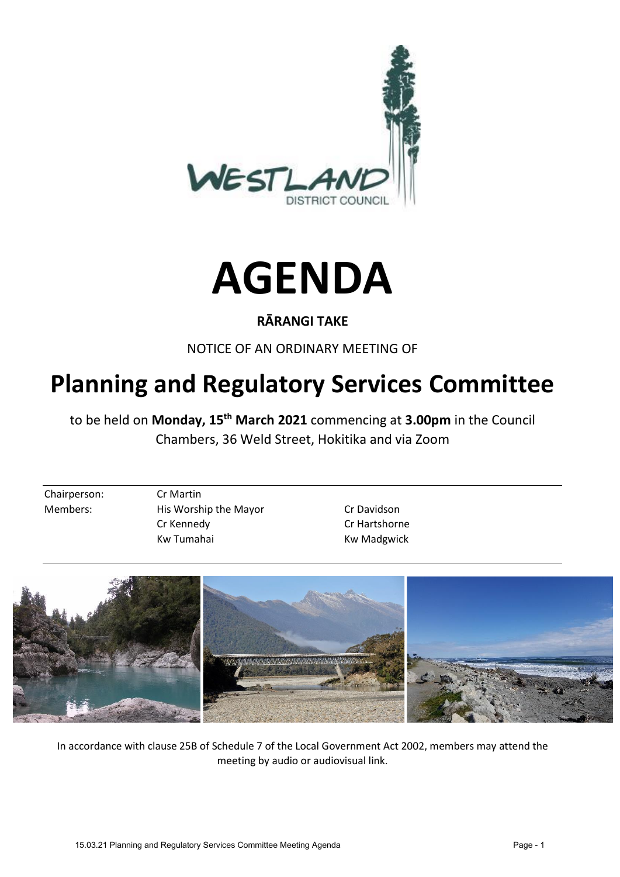# AGENDA

**RĀRANGI TAKE**

NOTICE OF AN ORDINARY MEETING OF

## Planning and Regulatory Services Committee

to be held on **Monday, 15th March 2021** commencing at **3.00pm** in the Council Chambers, 36 Weld Street, Hokitika and via Zoom

| | | |
|---|---|---|
| Chairperson: | Cr Martin | |
| Members: | His Worship the Mayor | Cr Davidson |
| | Cr Kennedy | Cr Hartshorne |
| | Kw Tumahai | Kw Madgwick |

In accordance with clause 25B of Schedule 7 of the Local Government Act 2002, members may attend the meeting by audio or audiovisual link.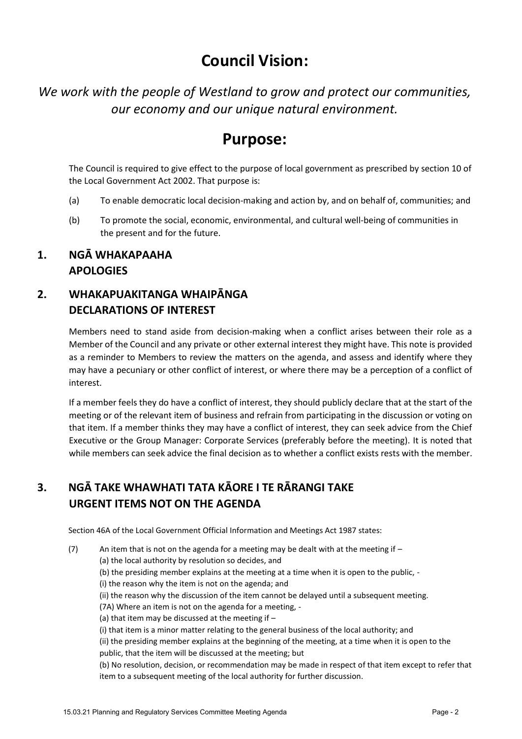# Council Vision:

*We work with the people of Westland to grow and protect our communities, our economy and our unique natural environment.*

# Purpose:

The Council is required to give effect to the purpose of local government as prescribed by section 10 of the Local Government Act 2002. That purpose is:

(a) To enable democratic local decision-making and action by, and on behalf of, communities; and

(b) To promote the social, economic, environmental, and cultural well-being of communities in the present and for the future.

## 1. NGĀ WHAKAPAAHA
## APOLOGIES

## 2. WHAKAPUAKITANGA WHAIPĀNGA
## DECLARATIONS OF INTEREST

Members need to stand aside from decision-making when a conflict arises between their role as a Member of the Council and any private or other external interest they might have. This note is provided as a reminder to Members to review the matters on the agenda, and assess and identify where they may have a pecuniary or other conflict of interest, or where there may be a perception of a conflict of interest.

If a member feels they do have a conflict of interest, they should publicly declare that at the start of the meeting or of the relevant item of business and refrain from participating in the discussion or voting on that item. If a member thinks they may have a conflict of interest, they can seek advice from the Chief Executive or the Group Manager: Corporate Services (preferably before the meeting). It is noted that while members can seek advice the final decision as to whether a conflict exists rests with the member.

## 3. NGĀ TAKE WHAWHATI TATA KĀORE I TE RĀRANGI TAKE
## URGENT ITEMS NOT ON THE AGENDA

Section 46A of the Local Government Official Information and Meetings Act 1987 states:

(7) An item that is not on the agenda for a meeting may be dealt with at the meeting if –
(a) the local authority by resolution so decides, and
(b) the presiding member explains at the meeting at a time when it is open to the public, -
(i) the reason why the item is not on the agenda; and
(ii) the reason why the discussion of the item cannot be delayed until a subsequent meeting.
(7A) Where an item is not on the agenda for a meeting, -
(a) that item may be discussed at the meeting if –
(i) that item is a minor matter relating to the general business of the local authority; and
(ii) the presiding member explains at the beginning of the meeting, at a time when it is open to the public, that the item will be discussed at the meeting; but
(b) No resolution, decision, or recommendation may be made in respect of that item except to refer that item to a subsequent meeting of the local authority for further discussion.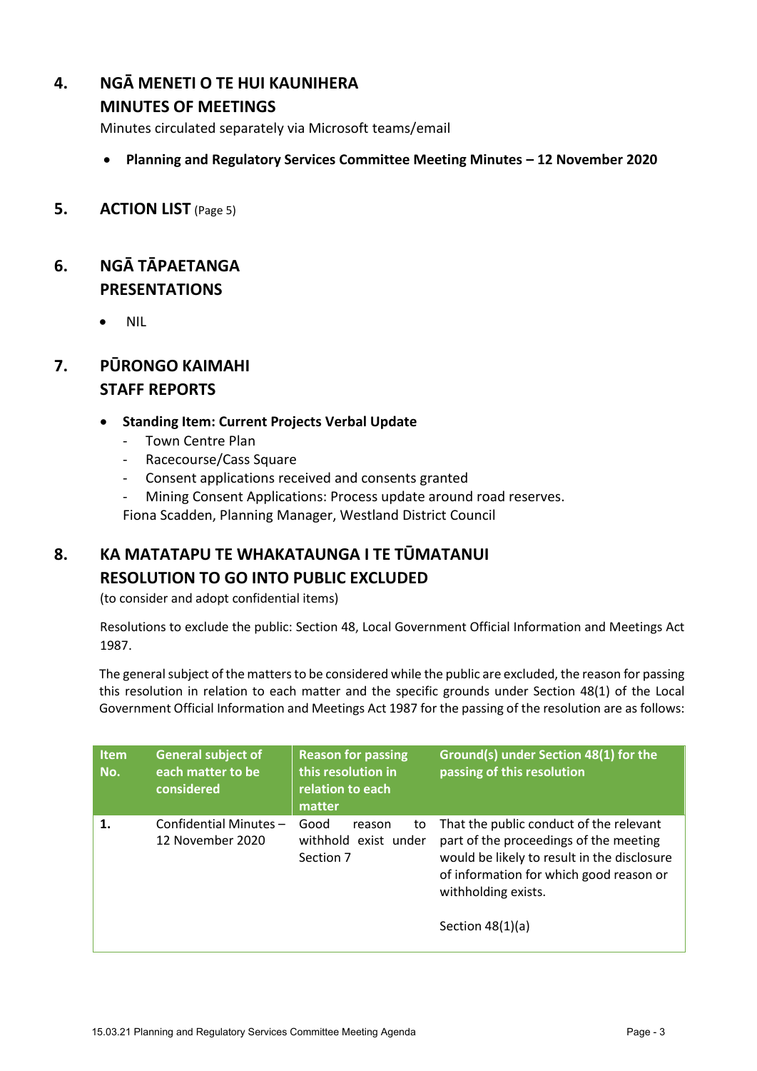## 4. NGĀ MENETI O TE HUI KAUNIHERA
## MINUTES OF MEETINGS

Minutes circulated separately via Microsoft teams/email

- **Planning and Regulatory Services Committee Meeting Minutes – 12 November 2020**

## 5. ACTION LIST (Page 5)

## 6. NGĀ TĀPAETANGA
## PRESENTATIONS

- NIL

## 7. PŪRONGO KAIMAHI
## STAFF REPORTS

- **Standing Item: Current Projects Verbal Update**
  - Town Centre Plan
  - Racecourse/Cass Square
  - Consent applications received and consents granted
  - Mining Consent Applications: Process update around road reserves.

  Fiona Scadden, Planning Manager, Westland District Council

## 8. KA MATATAPU TE WHAKATAUNGA I TE TŪMATANUI
## RESOLUTION TO GO INTO PUBLIC EXCLUDED

(to consider and adopt confidential items)

Resolutions to exclude the public: Section 48, Local Government Official Information and Meetings Act 1987.

The general subject of the matters to be considered while the public are excluded, the reason for passing this resolution in relation to each matter and the specific grounds under Section 48(1) of the Local Government Official Information and Meetings Act 1987 for the passing of the resolution are as follows:

| Item No. | General subject of each matter to be considered | Reason for passing this resolution in relation to each matter | Ground(s) under Section 48(1) for the passing of this resolution |
|---|---|---|---|
| **1.** | Confidential Minutes – 12 November 2020 | Good reason to withhold exist under Section 7 | That the public conduct of the relevant part of the proceedings of the meeting would be likely to result in the disclosure of information for which good reason or withholding exists.<br><br>Section 48(1)(a) |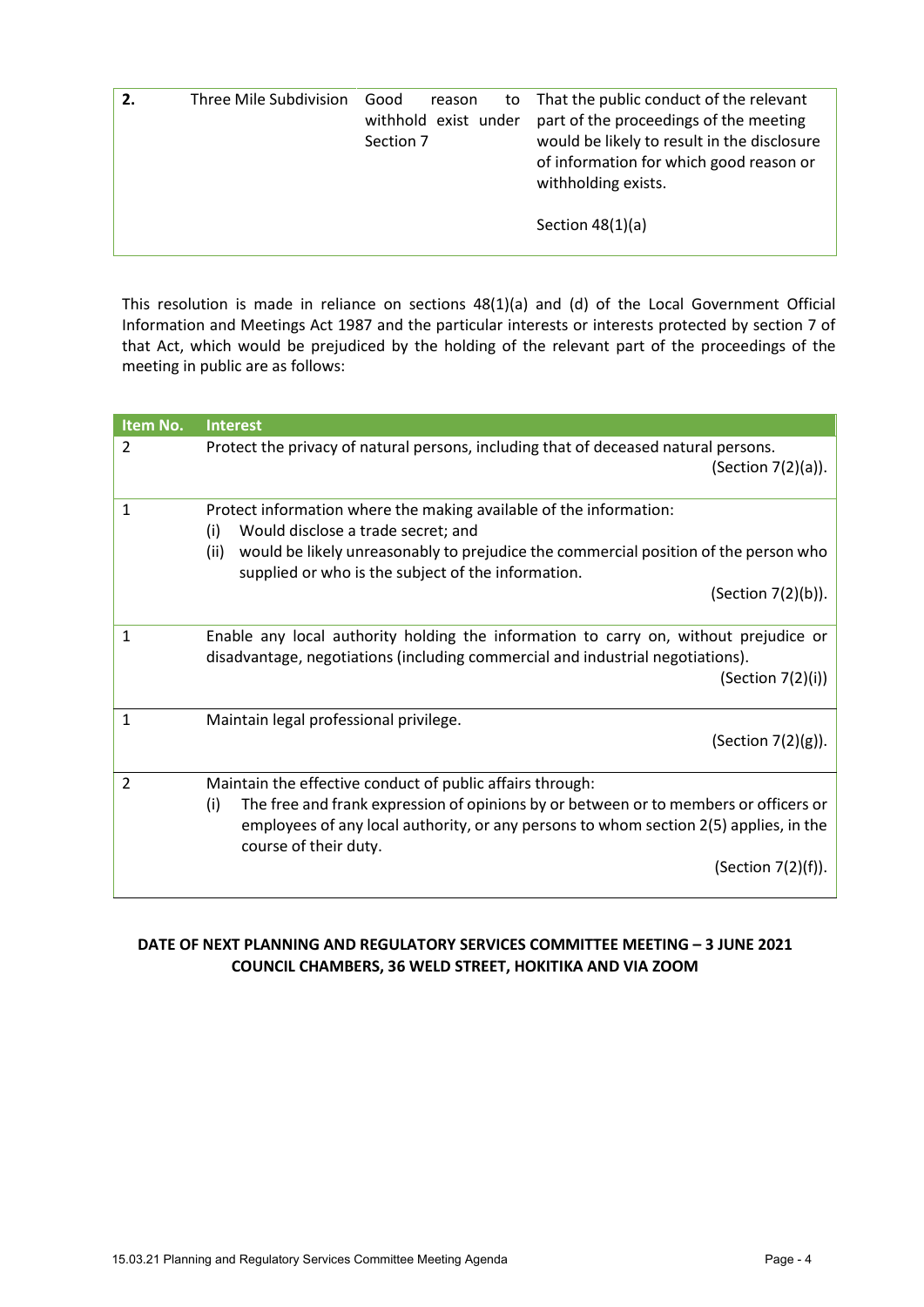| 2. | Three Mile Subdivision | Good reason to withhold exist under Section 7 | That the public conduct of the relevant part of the proceedings of the meeting would be likely to result in the disclosure of information for which good reason or withholding exists.<br><br>Section 48(1)(a) |
|---|---|---|---|

This resolution is made in reliance on sections 48(1)(a) and (d) of the Local Government Official Information and Meetings Act 1987 and the particular interests or interests protected by section 7 of that Act, which would be prejudiced by the holding of the relevant part of the proceedings of the meeting in public are as follows:

| Item No. | Interest |
|---|---|
| 2 | Protect the privacy of natural persons, including that of deceased natural persons. (Section 7(2)(a)). |
| 1 | Protect information where the making available of the information:<br>(i) Would disclose a trade secret; and<br>(ii) would be likely unreasonably to prejudice the commercial position of the person who supplied or who is the subject of the information.<br>(Section 7(2)(b)). |
| 1 | Enable any local authority holding the information to carry on, without prejudice or disadvantage, negotiations (including commercial and industrial negotiations). (Section 7(2)(i)) |
| 1 | Maintain legal professional privilege. (Section 7(2)(g)). |
| 2 | Maintain the effective conduct of public affairs through:<br>(i) The free and frank expression of opinions by or between or to members or officers or employees of any local authority, or any persons to whom section 2(5) applies, in the course of their duty.<br>(Section 7(2)(f)). |

**DATE OF NEXT PLANNING AND REGULATORY SERVICES COMMITTEE MEETING – 3 JUNE 2021**
**COUNCIL CHAMBERS, 36 WELD STREET, HOKITIKA AND VIA ZOOM**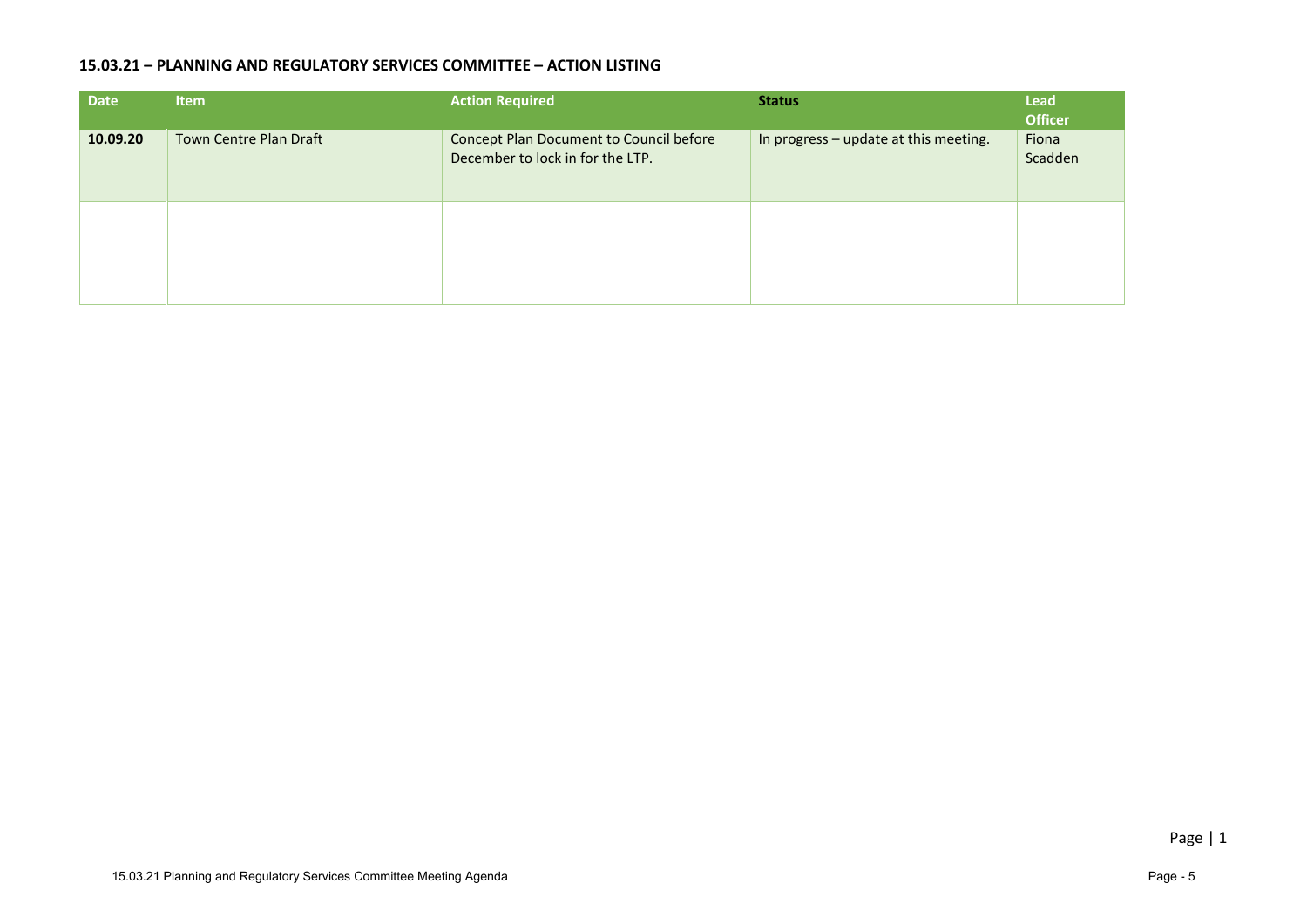**15.03.21 – PLANNING AND REGULATORY SERVICES COMMITTEE – ACTION LISTING**

| Date | Item | Action Required | Status | Lead Officer |
|---|---|---|---|---|
| **10.09.20** | Town Centre Plan Draft | Concept Plan Document to Council before December to lock in for the LTP. | In progress – update at this meeting. | Fiona Scadden |
| | | | | |